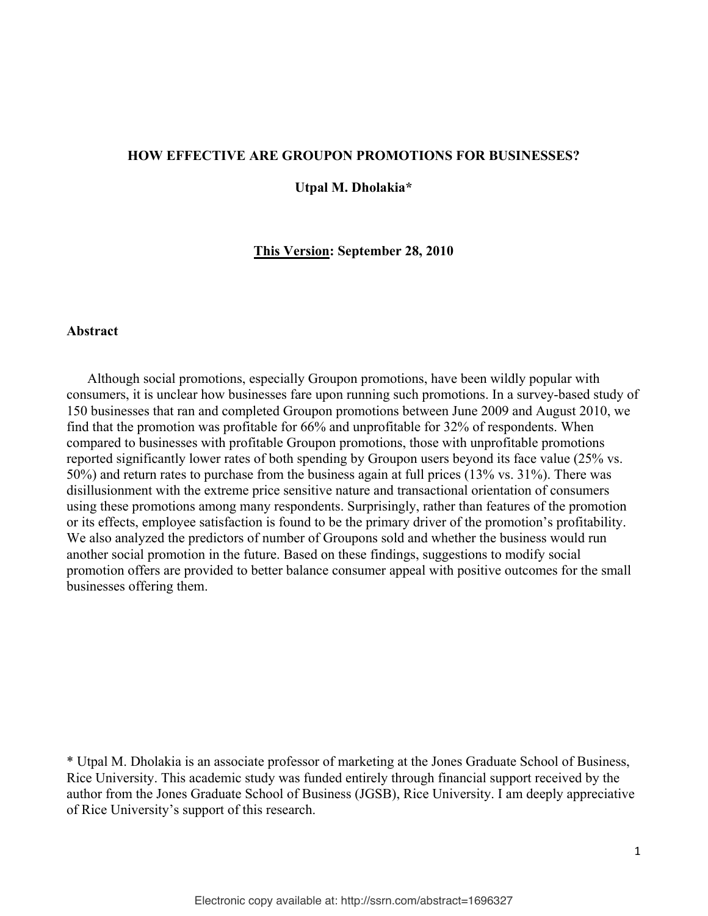# HOW EFFECTIVE ARE GROUPON PROMOTIONS FOR BUSINESSES?

**Utpal M. Dholakia***

**This Version: September 28, 2010**

## Abstract

Although social promotions, especially Groupon promotions, have been wildly popular with consumers, it is unclear how businesses fare upon running such promotions. In a survey-based study of 150 businesses that ran and completed Groupon promotions between June 2009 and August 2010, we find that the promotion was profitable for 66% and unprofitable for 32% of respondents. When compared to businesses with profitable Groupon promotions, those with unprofitable promotions reported significantly lower rates of both spending by Groupon users beyond its face value (25% vs. 50%) and return rates to purchase from the business again at full prices (13% vs. 31%). There was disillusionment with the extreme price sensitive nature and transactional orientation of consumers using these promotions among many respondents. Surprisingly, rather than features of the promotion or its effects, employee satisfaction is found to be the primary driver of the promotion's profitability. We also analyzed the predictors of number of Groupons sold and whether the business would run another social promotion in the future. Based on these findings, suggestions to modify social promotion offers are provided to better balance consumer appeal with positive outcomes for the small businesses offering them.

* Utpal M. Dholakia is an associate professor of marketing at the Jones Graduate School of Business, Rice University. This academic study was funded entirely through financial support received by the author from the Jones Graduate School of Business (JGSB), Rice University. I am deeply appreciative of Rice University's support of this research.

Electronic copy available at: http://ssrn.com/abstract=1696327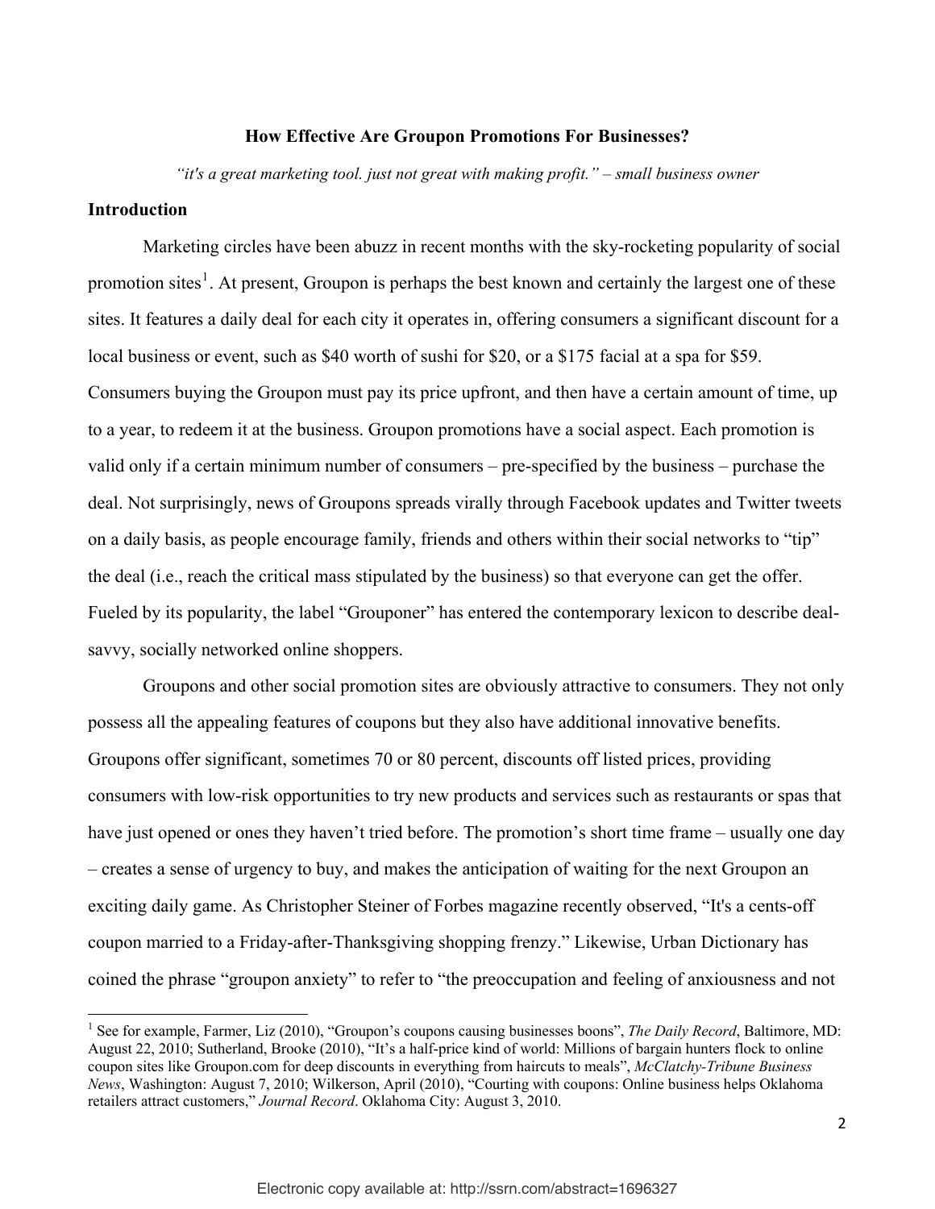**How Effective Are Groupon Promotions For Businesses?**

*"it's a great marketing tool. just not great with making profit." – small business owner*

## Introduction

Marketing circles have been abuzz in recent months with the sky-rocketing popularity of social promotion sites[1]. At present, Groupon is perhaps the best known and certainly the largest one of these sites. It features a daily deal for each city it operates in, offering consumers a significant discount for a local business or event, such as $40 worth of sushi for $20, or a $175 facial at a spa for $59. Consumers buying the Groupon must pay its price upfront, and then have a certain amount of time, up to a year, to redeem it at the business. Groupon promotions have a social aspect. Each promotion is valid only if a certain minimum number of consumers – pre-specified by the business – purchase the deal. Not surprisingly, news of Groupons spreads virally through Facebook updates and Twitter tweets on a daily basis, as people encourage family, friends and others within their social networks to "tip" the deal (i.e., reach the critical mass stipulated by the business) so that everyone can get the offer. Fueled by its popularity, the label "Grouponer" has entered the contemporary lexicon to describe deal-savvy, socially networked online shoppers.

Groupons and other social promotion sites are obviously attractive to consumers. They not only possess all the appealing features of coupons but they also have additional innovative benefits. Groupons offer significant, sometimes 70 or 80 percent, discounts off listed prices, providing consumers with low-risk opportunities to try new products and services such as restaurants or spas that have just opened or ones they haven't tried before. The promotion's short time frame – usually one day – creates a sense of urgency to buy, and makes the anticipation of waiting for the next Groupon an exciting daily game. As Christopher Steiner of Forbes magazine recently observed, "It's a cents-off coupon married to a Friday-after-Thanksgiving shopping frenzy." Likewise, Urban Dictionary has coined the phrase "groupon anxiety" to refer to "the preoccupation and feeling of anxiousness and not

[1] See for example, Farmer, Liz (2010), "Groupon's coupons causing businesses boons", *The Daily Record*, Baltimore, MD: August 22, 2010; Sutherland, Brooke (2010), "It's a half-price kind of world: Millions of bargain hunters flock to online coupon sites like Groupon.com for deep discounts in everything from haircuts to meals", *McClatchy-Tribune Business News*, Washington: August 7, 2010; Wilkerson, April (2010), "Courting with coupons: Online business helps Oklahoma retailers attract customers," *Journal Record*. Oklahoma City: August 3, 2010.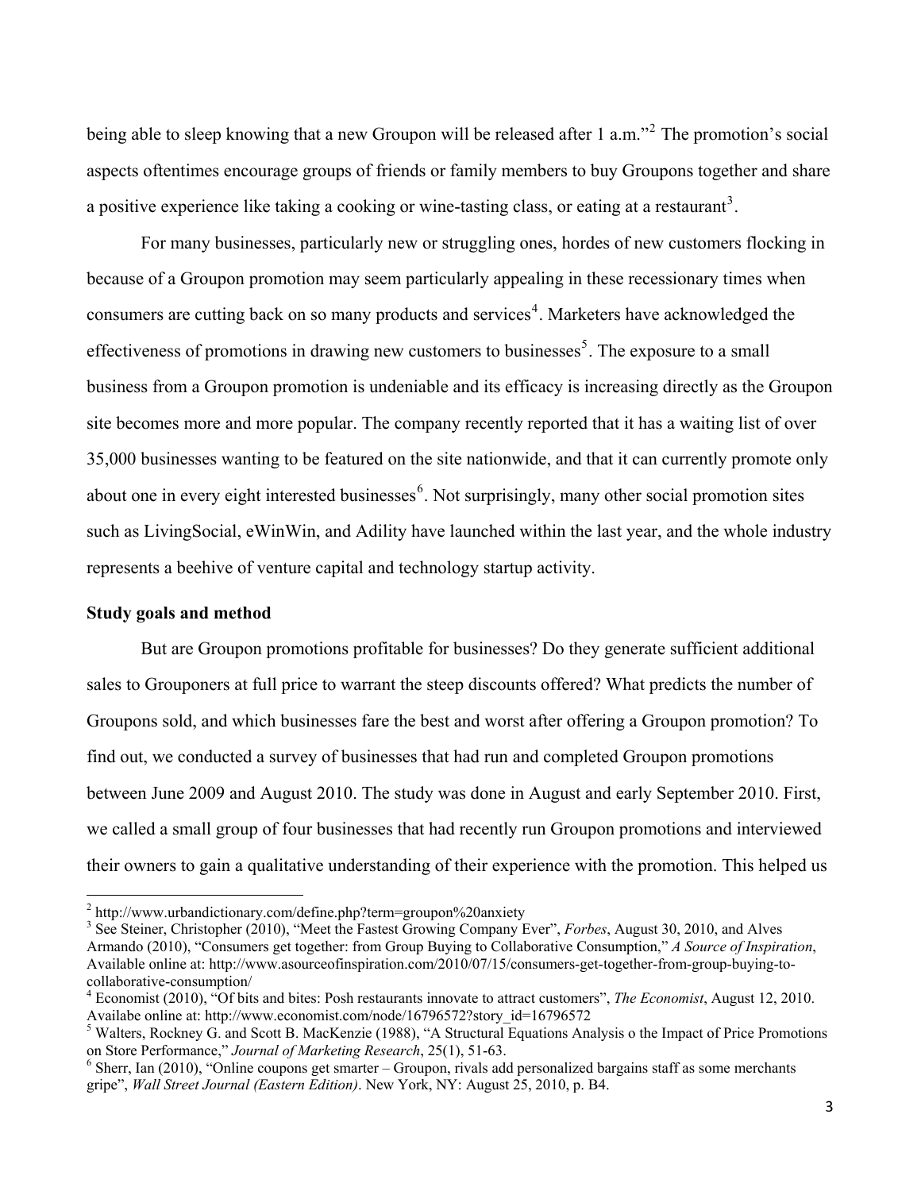being able to sleep knowing that a new Groupon will be released after 1 a.m."[2] The promotion's social aspects oftentimes encourage groups of friends or family members to buy Groupons together and share a positive experience like taking a cooking or wine-tasting class, or eating at a restaurant[3].

For many businesses, particularly new or struggling ones, hordes of new customers flocking in because of a Groupon promotion may seem particularly appealing in these recessionary times when consumers are cutting back on so many products and services[4]. Marketers have acknowledged the effectiveness of promotions in drawing new customers to businesses[5]. The exposure to a small business from a Groupon promotion is undeniable and its efficacy is increasing directly as the Groupon site becomes more and more popular. The company recently reported that it has a waiting list of over 35,000 businesses wanting to be featured on the site nationwide, and that it can currently promote only about one in every eight interested businesses[6]. Not surprisingly, many other social promotion sites such as LivingSocial, eWinWin, and Adility have launched within the last year, and the whole industry represents a beehive of venture capital and technology startup activity.

**Study goals and method**

But are Groupon promotions profitable for businesses? Do they generate sufficient additional sales to Grouponers at full price to warrant the steep discounts offered? What predicts the number of Groupons sold, and which businesses fare the best and worst after offering a Groupon promotion? To find out, we conducted a survey of businesses that had run and completed Groupon promotions between June 2009 and August 2010. The study was done in August and early September 2010. First, we called a small group of four businesses that had recently run Groupon promotions and interviewed their owners to gain a qualitative understanding of their experience with the promotion. This helped us

---

[2] http://www.urbandictionary.com/define.php?term=groupon%20anxiety

[3] See Steiner, Christopher (2010), "Meet the Fastest Growing Company Ever", *Forbes*, August 30, 2010, and Alves Armando (2010), "Consumers get together: from Group Buying to Collaborative Consumption," *A Source of Inspiration*, Available online at: http://www.asourceofinspiration.com/2010/07/15/consumers-get-together-from-group-buying-to-collaborative-consumption/

[4] Economist (2010), "Of bits and bites: Posh restaurants innovate to attract customers", *The Economist*, August 12, 2010. Availabe online at: http://www.economist.com/node/16796572?story_id=16796572

[5] Walters, Rockney G. and Scott B. MacKenzie (1988), "A Structural Equations Analysis o the Impact of Price Promotions on Store Performance," *Journal of Marketing Research*, 25(1), 51-63.

[6] Sherr, Ian (2010), "Online coupons get smarter – Groupon, rivals add personalized bargains staff as some merchants gripe", *Wall Street Journal (Eastern Edition)*. New York, NY: August 25, 2010, p. B4.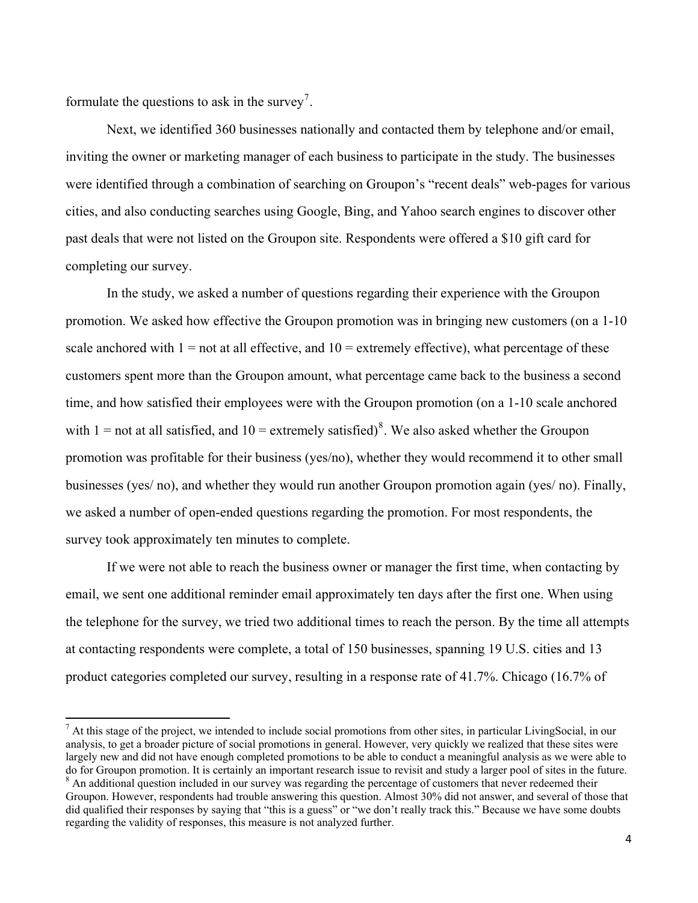formulate the questions to ask in the survey[7].

Next, we identified 360 businesses nationally and contacted them by telephone and/or email, inviting the owner or marketing manager of each business to participate in the study. The businesses were identified through a combination of searching on Groupon's "recent deals" web-pages for various cities, and also conducting searches using Google, Bing, and Yahoo search engines to discover other past deals that were not listed on the Groupon site. Respondents were offered a $10 gift card for completing our survey.

In the study, we asked a number of questions regarding their experience with the Groupon promotion. We asked how effective the Groupon promotion was in bringing new customers (on a 1-10 scale anchored with 1 = not at all effective, and 10 = extremely effective), what percentage of these customers spent more than the Groupon amount, what percentage came back to the business a second time, and how satisfied their employees were with the Groupon promotion (on a 1-10 scale anchored with 1 = not at all satisfied, and 10 = extremely satisfied)[8]. We also asked whether the Groupon promotion was profitable for their business (yes/no), whether they would recommend it to other small businesses (yes/ no), and whether they would run another Groupon promotion again (yes/ no). Finally, we asked a number of open-ended questions regarding the promotion. For most respondents, the survey took approximately ten minutes to complete.

If we were not able to reach the business owner or manager the first time, when contacting by email, we sent one additional reminder email approximately ten days after the first one. When using the telephone for the survey, we tried two additional times to reach the person. By the time all attempts at contacting respondents were complete, a total of 150 businesses, spanning 19 U.S. cities and 13 product categories completed our survey, resulting in a response rate of 41.7%. Chicago (16.7% of

---

[7] At this stage of the project, we intended to include social promotions from other sites, in particular LivingSocial, in our analysis, to get a broader picture of social promotions in general. However, very quickly we realized that these sites were largely new and did not have enough completed promotions to be able to conduct a meaningful analysis as we were able to do for Groupon promotion. It is certainly an important research issue to revisit and study a larger pool of sites in the future.

[8] An additional question included in our survey was regarding the percentage of customers that never redeemed their Groupon. However, respondents had trouble answering this question. Almost 30% did not answer, and several of those that did qualified their responses by saying that "this is a guess" or "we don't really track this." Because we have some doubts regarding the validity of responses, this measure is not analyzed further.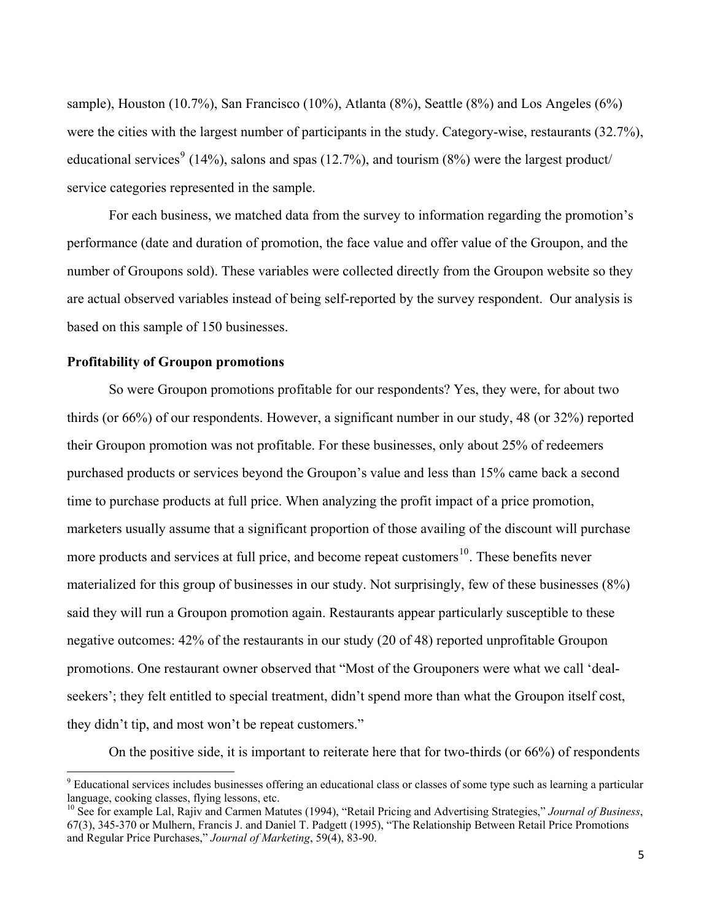sample), Houston (10.7%), San Francisco (10%), Atlanta (8%), Seattle (8%) and Los Angeles (6%) were the cities with the largest number of participants in the study. Category-wise, restaurants (32.7%), educational services[9] (14%), salons and spas (12.7%), and tourism (8%) were the largest product/ service categories represented in the sample.

For each business, we matched data from the survey to information regarding the promotion's performance (date and duration of promotion, the face value and offer value of the Groupon, and the number of Groupons sold). These variables were collected directly from the Groupon website so they are actual observed variables instead of being self-reported by the survey respondent. Our analysis is based on this sample of 150 businesses.

### Profitability of Groupon promotions

So were Groupon promotions profitable for our respondents? Yes, they were, for about two thirds (or 66%) of our respondents. However, a significant number in our study, 48 (or 32%) reported their Groupon promotion was not profitable. For these businesses, only about 25% of redeemers purchased products or services beyond the Groupon's value and less than 15% came back a second time to purchase products at full price. When analyzing the profit impact of a price promotion, marketers usually assume that a significant proportion of those availing of the discount will purchase more products and services at full price, and become repeat customers[10]. These benefits never materialized for this group of businesses in our study. Not surprisingly, few of these businesses (8%) said they will run a Groupon promotion again. Restaurants appear particularly susceptible to these negative outcomes: 42% of the restaurants in our study (20 of 48) reported unprofitable Groupon promotions. One restaurant owner observed that "Most of the Grouponers were what we call 'deal-seekers'; they felt entitled to special treatment, didn't spend more than what the Groupon itself cost, they didn't tip, and most won't be repeat customers."

On the positive side, it is important to reiterate here that for two-thirds (or 66%) of respondents

---

[9] Educational services includes businesses offering an educational class or classes of some type such as learning a particular language, cooking classes, flying lessons, etc.

[10] See for example Lal, Rajiv and Carmen Matutes (1994), "Retail Pricing and Advertising Strategies," *Journal of Business*, 67(3), 345-370 or Mulhern, Francis J. and Daniel T. Padgett (1995), "The Relationship Between Retail Price Promotions and Regular Price Purchases," *Journal of Marketing*, 59(4), 83-90.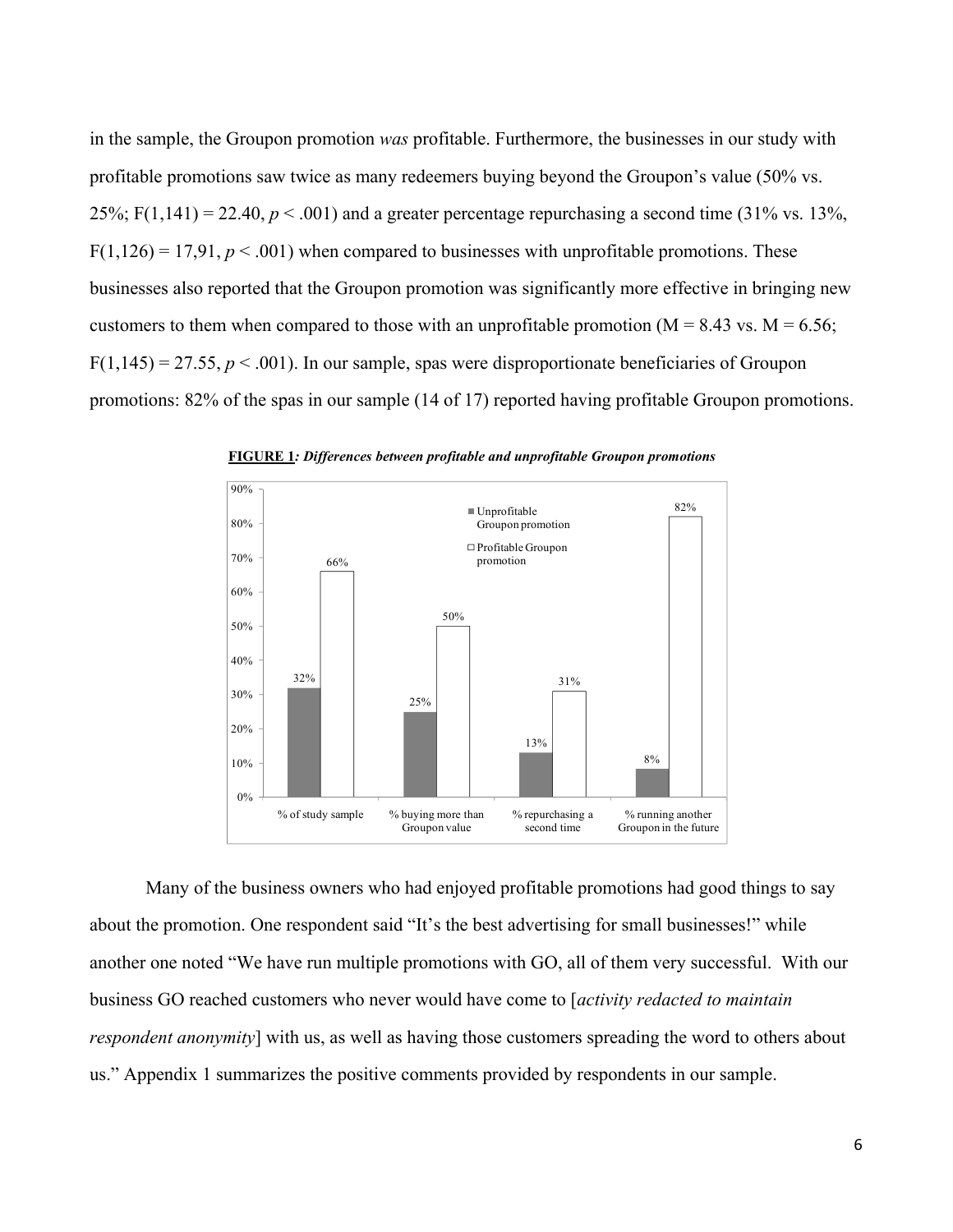in the sample, the Groupon promotion *was* profitable. Furthermore, the businesses in our study with profitable promotions saw twice as many redeemers buying beyond the Groupon's value (50% vs. 25%; $F(1,141) = 22.40$, $p < .001$) and a greater percentage repurchasing a second time (31% vs. 13%, $F(1,126) = 17{,}91$, $p < .001$) when compared to businesses with unprofitable promotions. These businesses also reported that the Groupon promotion was significantly more effective in bringing new customers to them when compared to those with an unprofitable promotion ($M = 8.43$ vs. $M = 6.56$; $F(1,145) = 27.55$, $p < .001$). In our sample, spas were disproportionate beneficiaries of Groupon promotions: 82% of the spas in our sample (14 of 17) reported having profitable Groupon promotions.

**FIGURE 1*: Differences between profitable and unprofitable Groupon promotions***

| | Unprofitable Groupon promotion | Profitable Groupon promotion |
|---|---|---|
| % of study sample | 32% | 66% |
| % buying more than Groupon value | 25% | 50% |
| % repurchasing a second time | 13% | 31% |
| % running another Groupon in the future | 8% | 82% |

Many of the business owners who had enjoyed profitable promotions had good things to say about the promotion. One respondent said "It's the best advertising for small businesses!" while another one noted "We have run multiple promotions with GO, all of them very successful. With our business GO reached customers who never would have come to [*activity redacted to maintain respondent anonymity*] with us, as well as having those customers spreading the word to others about us." Appendix 1 summarizes the positive comments provided by respondents in our sample.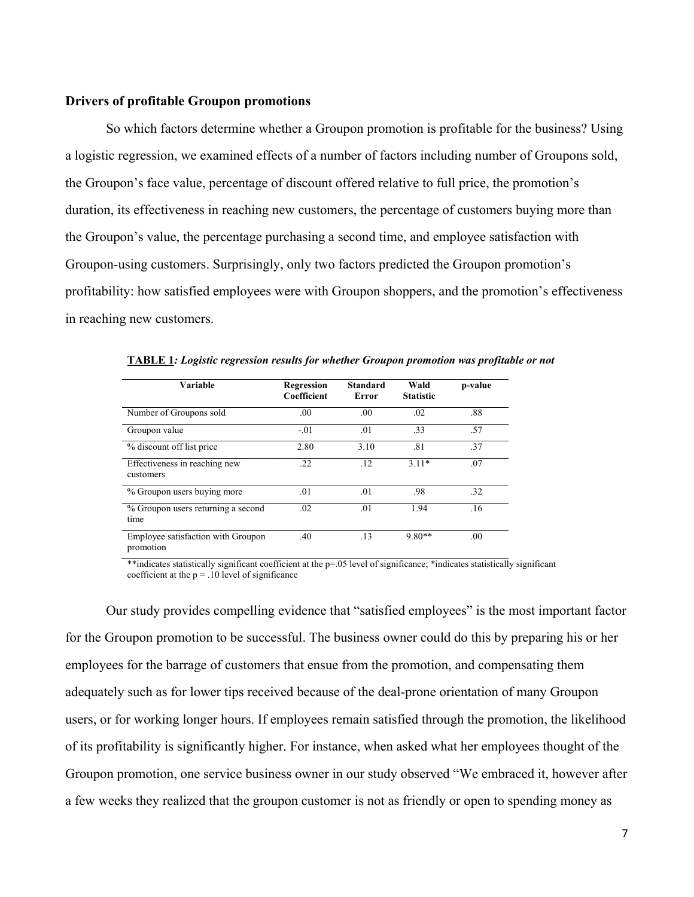## Drivers of profitable Groupon promotions

So which factors determine whether a Groupon promotion is profitable for the business? Using a logistic regression, we examined effects of a number of factors including number of Groupons sold, the Groupon's face value, percentage of discount offered relative to full price, the promotion's duration, its effectiveness in reaching new customers, the percentage of customers buying more than the Groupon's value, the percentage purchasing a second time, and employee satisfaction with Groupon-using customers. Surprisingly, only two factors predicted the Groupon promotion's profitability: how satisfied employees were with Groupon shoppers, and the promotion's effectiveness in reaching new customers.

**TABLE 1***: Logistic regression results for whether Groupon promotion was profitable or not*

| Variable | Regression Coefficient | Standard Error | Wald Statistic | p-value |
|---|---|---|---|---|
| Number of Groupons sold | .00 | .00 | .02 | .88 |
| Groupon value | -.01 | .01 | .33 | .57 |
| % discount off list price | 2.80 | 3.10 | .81 | .37 |
| Effectiveness in reaching new customers | .22 | .12 | 3.11* | .07 |
| % Groupon users buying more | .01 | .01 | .98 | .32 |
| % Groupon users returning a second time | .02 | .01 | 1.94 | .16 |
| Employee satisfaction with Groupon promotion | .40 | .13 | 9.80** | .00 |

**indicates statistically significant coefficient at the p=.05 level of significance; *indicates statistically significant coefficient at the p = .10 level of significance

Our study provides compelling evidence that "satisfied employees" is the most important factor for the Groupon promotion to be successful. The business owner could do this by preparing his or her employees for the barrage of customers that ensue from the promotion, and compensating them adequately such as for lower tips received because of the deal-prone orientation of many Groupon users, or for working longer hours. If employees remain satisfied through the promotion, the likelihood of its profitability is significantly higher. For instance, when asked what her employees thought of the Groupon promotion, one service business owner in our study observed "We embraced it, however after a few weeks they realized that the groupon customer is not as friendly or open to spending money as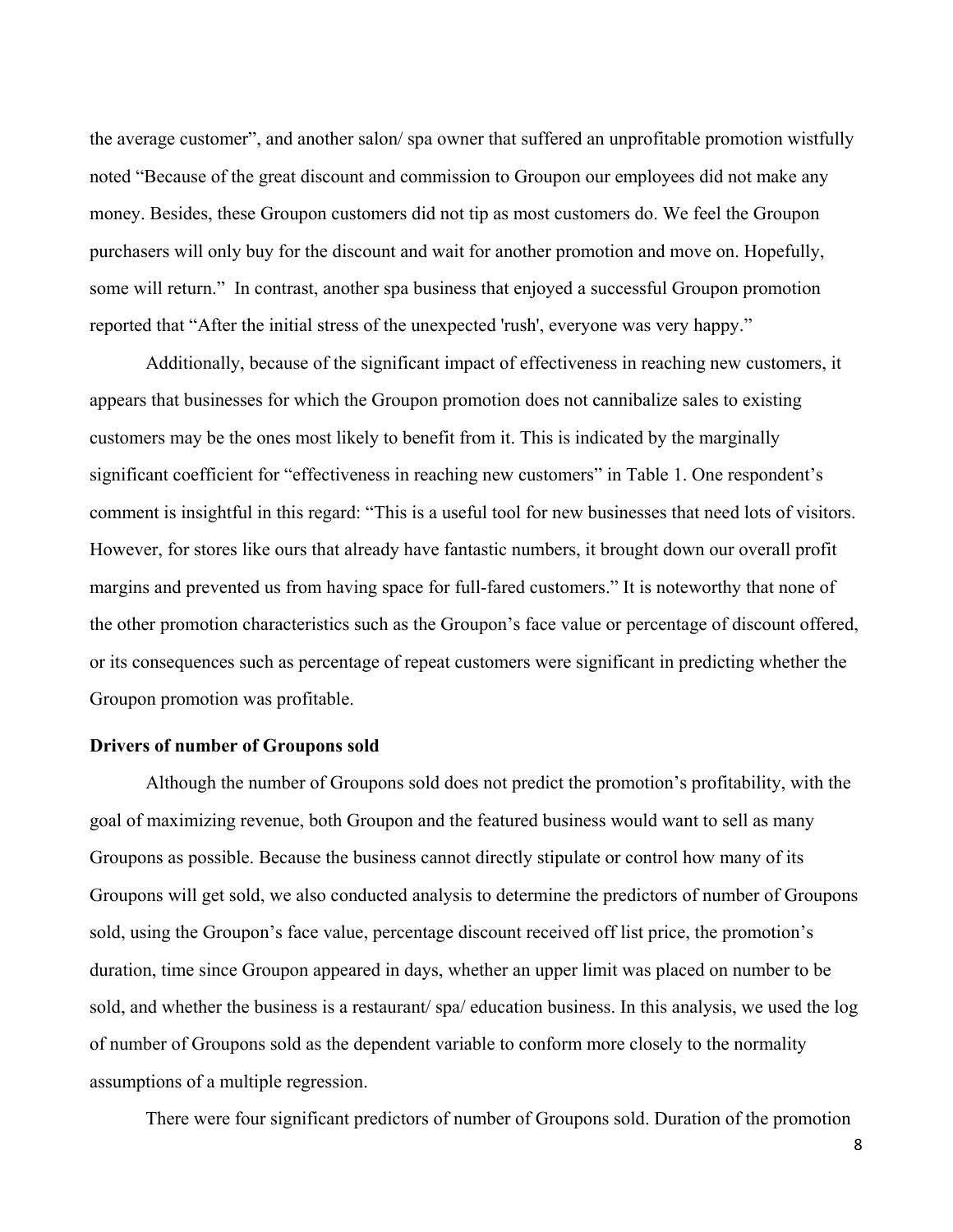the average customer", and another salon/ spa owner that suffered an unprofitable promotion wistfully noted "Because of the great discount and commission to Groupon our employees did not make any money. Besides, these Groupon customers did not tip as most customers do. We feel the Groupon purchasers will only buy for the discount and wait for another promotion and move on. Hopefully, some will return." In contrast, another spa business that enjoyed a successful Groupon promotion reported that "After the initial stress of the unexpected 'rush', everyone was very happy."

Additionally, because of the significant impact of effectiveness in reaching new customers, it appears that businesses for which the Groupon promotion does not cannibalize sales to existing customers may be the ones most likely to benefit from it. This is indicated by the marginally significant coefficient for "effectiveness in reaching new customers" in Table 1. One respondent's comment is insightful in this regard: "This is a useful tool for new businesses that need lots of visitors. However, for stores like ours that already have fantastic numbers, it brought down our overall profit margins and prevented us from having space for full-fared customers." It is noteworthy that none of the other promotion characteristics such as the Groupon's face value or percentage of discount offered, or its consequences such as percentage of repeat customers were significant in predicting whether the Groupon promotion was profitable.

**Drivers of number of Groupons sold**

Although the number of Groupons sold does not predict the promotion's profitability, with the goal of maximizing revenue, both Groupon and the featured business would want to sell as many Groupons as possible. Because the business cannot directly stipulate or control how many of its Groupons will get sold, we also conducted analysis to determine the predictors of number of Groupons sold, using the Groupon's face value, percentage discount received off list price, the promotion's duration, time since Groupon appeared in days, whether an upper limit was placed on number to be sold, and whether the business is a restaurant/ spa/ education business. In this analysis, we used the log of number of Groupons sold as the dependent variable to conform more closely to the normality assumptions of a multiple regression.

There were four significant predictors of number of Groupons sold. Duration of the promotion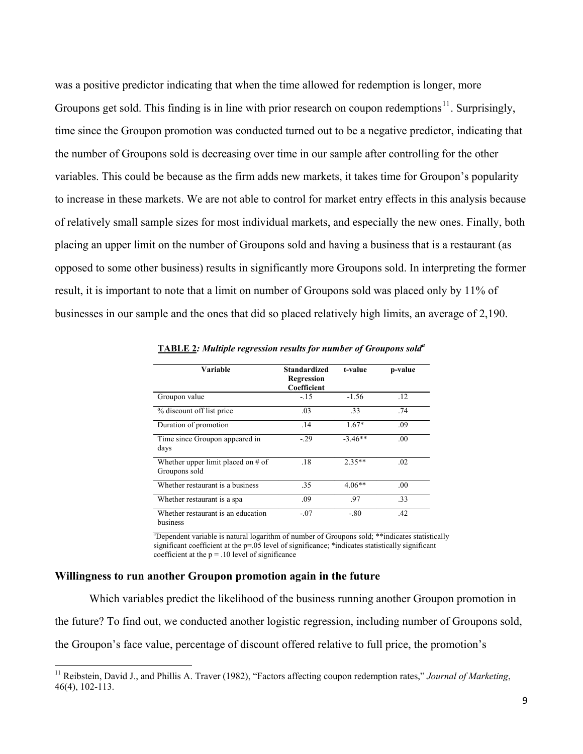was a positive predictor indicating that when the time allowed for redemption is longer, more Groupons get sold. This finding is in line with prior research on coupon redemptions[11]. Surprisingly, time since the Groupon promotion was conducted turned out to be a negative predictor, indicating that the number of Groupons sold is decreasing over time in our sample after controlling for the other variables. This could be because as the firm adds new markets, it takes time for Groupon's popularity to increase in these markets. We are not able to control for market entry effects in this analysis because of relatively small sample sizes for most individual markets, and especially the new ones. Finally, both placing an upper limit on the number of Groupons sold and having a business that is a restaurant (as opposed to some other business) results in significantly more Groupons sold. In interpreting the former result, it is important to note that a limit on number of Groupons sold was placed only by 11% of businesses in our sample and the ones that did so placed relatively high limits, an average of 2,190.

**TABLE 2*: Multiple regression results for number of Groupons sold*[a]**

| Variable | Standardized Regression Coefficient | t-value | p-value |
|---|---|---|---|
| Groupon value | -.15 | -1.56 | .12 |
| % discount off list price | .03 | .33 | .74 |
| Duration of promotion | .14 | 1.67* | .09 |
| Time since Groupon appeared in days | -.29 | -3.46** | .00 |
| Whether upper limit placed on # of Groupons sold | .18 | 2.35** | .02 |
| Whether restaurant is a business | .35 | 4.06** | .00 |
| Whether restaurant is a spa | .09 | .97 | .33 |
| Whether restaurant is an education business | -.07 | -.80 | .42 |

[a]Dependent variable is natural logarithm of number of Groupons sold; **indicates statistically significant coefficient at the $p=.05$ level of significance; *indicates statistically significant coefficient at the $p = .10$ level of significance

### Willingness to run another Groupon promotion again in the future

Which variables predict the likelihood of the business running another Groupon promotion in the future? To find out, we conducted another logistic regression, including number of Groupons sold, the Groupon's face value, percentage of discount offered relative to full price, the promotion's

[11] Reibstein, David J., and Phillis A. Traver (1982), "Factors affecting coupon redemption rates," *Journal of Marketing*, 46(4), 102-113.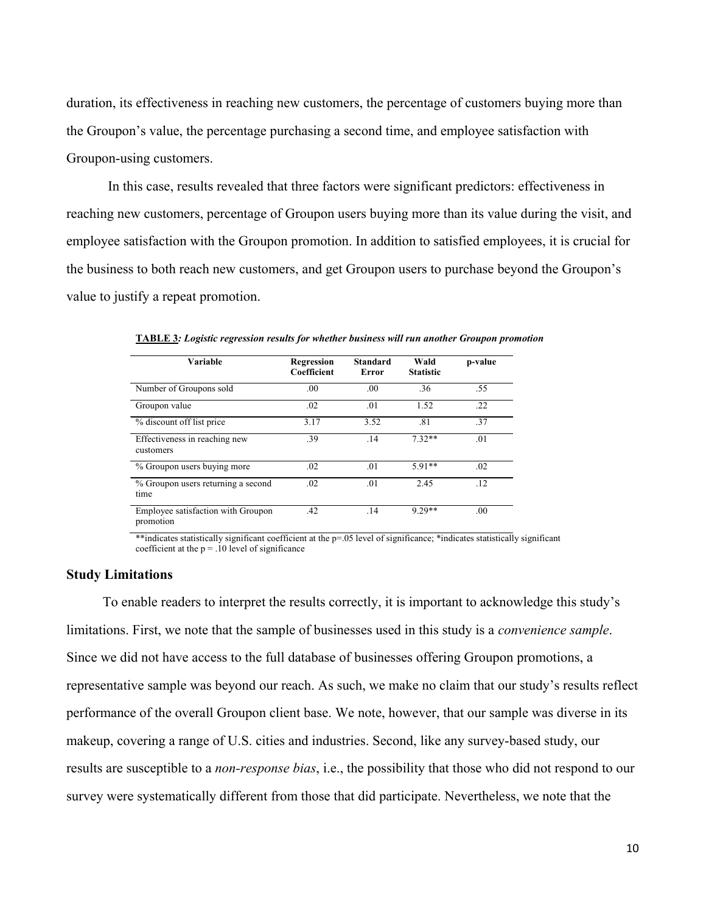duration, its effectiveness in reaching new customers, the percentage of customers buying more than the Groupon's value, the percentage purchasing a second time, and employee satisfaction with Groupon-using customers.

In this case, results revealed that three factors were significant predictors: effectiveness in reaching new customers, percentage of Groupon users buying more than its value during the visit, and employee satisfaction with the Groupon promotion. In addition to satisfied employees, it is crucial for the business to both reach new customers, and get Groupon users to purchase beyond the Groupon's value to justify a repeat promotion.

**TABLE 3***: Logistic regression results for whether business will run another Groupon promotion*

| Variable | Regression Coefficient | Standard Error | Wald Statistic | p-value |
|---|---|---|---|---|
| Number of Groupons sold | .00 | .00 | .36 | .55 |
| Groupon value | .02 | .01 | 1.52 | .22 |
| % discount off list price | 3.17 | 3.52 | .81 | .37 |
| Effectiveness in reaching new customers | .39 | .14 | 7.32** | .01 |
| % Groupon users buying more | .02 | .01 | 5.91** | .02 |
| % Groupon users returning a second time | .02 | .01 | 2.45 | .12 |
| Employee satisfaction with Groupon promotion | .42 | .14 | 9.29** | .00 |

**indicates statistically significant coefficient at the p=.05 level of significance; *indicates statistically significant coefficient at the p = .10 level of significance

### Study Limitations

To enable readers to interpret the results correctly, it is important to acknowledge this study's limitations. First, we note that the sample of businesses used in this study is a *convenience sample*. Since we did not have access to the full database of businesses offering Groupon promotions, a representative sample was beyond our reach. As such, we make no claim that our study's results reflect performance of the overall Groupon client base. We note, however, that our sample was diverse in its makeup, covering a range of U.S. cities and industries. Second, like any survey-based study, our results are susceptible to a *non-response bias*, i.e., the possibility that those who did not respond to our survey were systematically different from those that did participate. Nevertheless, we note that the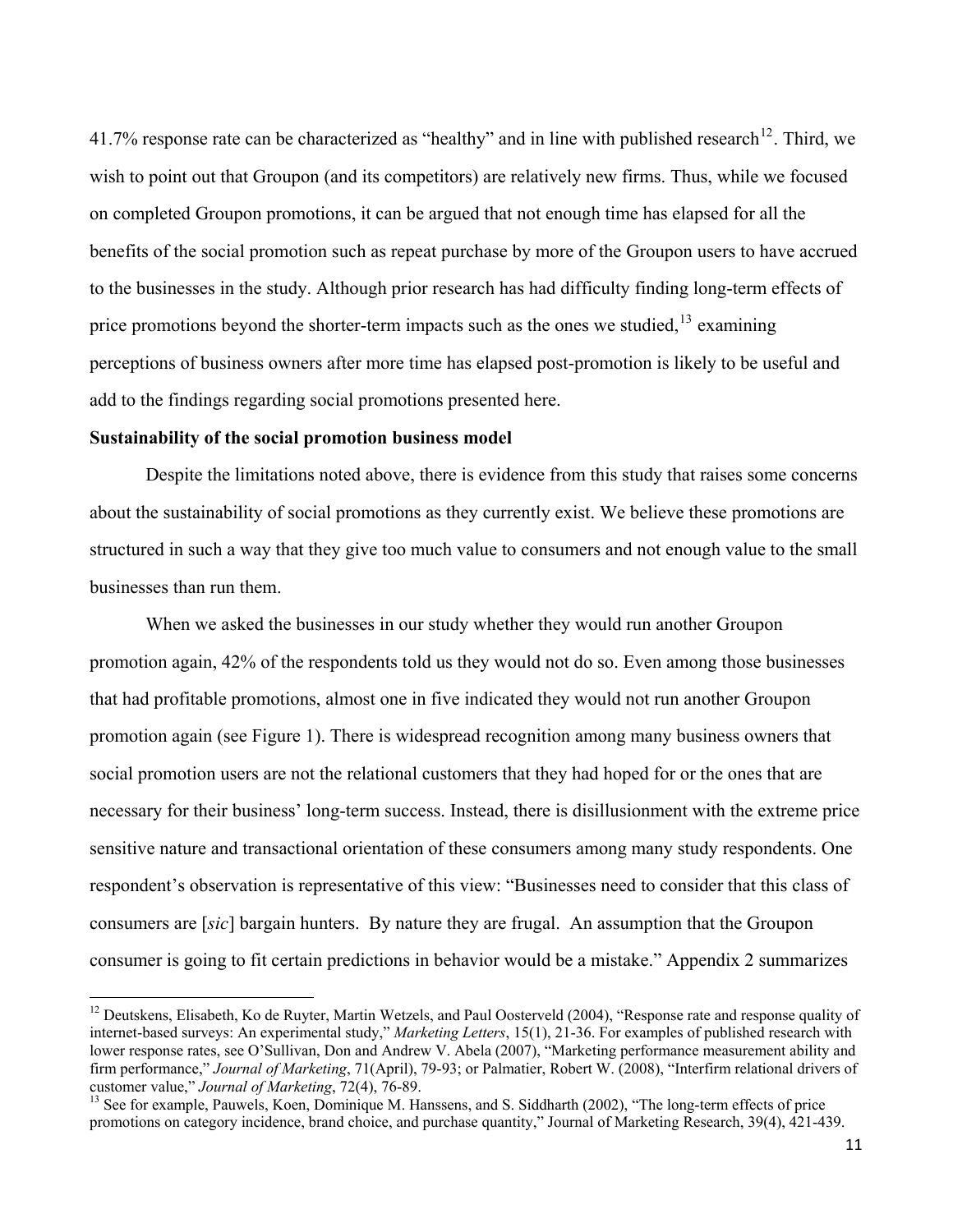41.7% response rate can be characterized as "healthy" and in line with published research[12]. Third, we wish to point out that Groupon (and its competitors) are relatively new firms. Thus, while we focused on completed Groupon promotions, it can be argued that not enough time has elapsed for all the benefits of the social promotion such as repeat purchase by more of the Groupon users to have accrued to the businesses in the study. Although prior research has had difficulty finding long-term effects of price promotions beyond the shorter-term impacts such as the ones we studied,[13] examining perceptions of business owners after more time has elapsed post-promotion is likely to be useful and add to the findings regarding social promotions presented here.

**Sustainability of the social promotion business model**

Despite the limitations noted above, there is evidence from this study that raises some concerns about the sustainability of social promotions as they currently exist. We believe these promotions are structured in such a way that they give too much value to consumers and not enough value to the small businesses than run them.

When we asked the businesses in our study whether they would run another Groupon promotion again, 42% of the respondents told us they would not do so. Even among those businesses that had profitable promotions, almost one in five indicated they would not run another Groupon promotion again (see Figure 1). There is widespread recognition among many business owners that social promotion users are not the relational customers that they had hoped for or the ones that are necessary for their business' long-term success. Instead, there is disillusionment with the extreme price sensitive nature and transactional orientation of these consumers among many study respondents. One respondent's observation is representative of this view: "Businesses need to consider that this class of consumers are [*sic*] bargain hunters. By nature they are frugal. An assumption that the Groupon consumer is going to fit certain predictions in behavior would be a mistake." Appendix 2 summarizes

---

[12] Deutskens, Elisabeth, Ko de Ruyter, Martin Wetzels, and Paul Oosterveld (2004), "Response rate and response quality of internet-based surveys: An experimental study," *Marketing Letters*, 15(1), 21-36. For examples of published research with lower response rates, see O'Sullivan, Don and Andrew V. Abela (2007), "Marketing performance measurement ability and firm performance," *Journal of Marketing*, 71(April), 79-93; or Palmatier, Robert W. (2008), "Interfirm relational drivers of customer value," *Journal of Marketing*, 72(4), 76-89.

[13] See for example, Pauwels, Koen, Dominique M. Hanssens, and S. Siddharth (2002), "The long-term effects of price promotions on category incidence, brand choice, and purchase quantity," Journal of Marketing Research, 39(4), 421-439.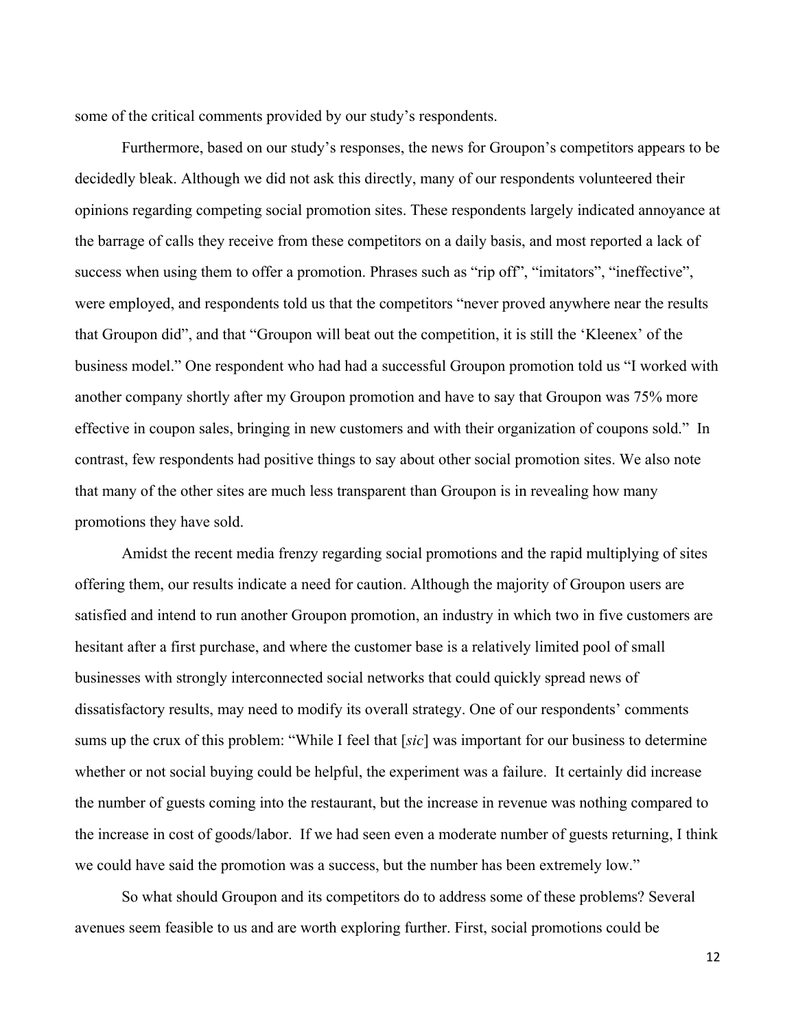some of the critical comments provided by our study's respondents.

Furthermore, based on our study's responses, the news for Groupon's competitors appears to be decidedly bleak. Although we did not ask this directly, many of our respondents volunteered their opinions regarding competing social promotion sites. These respondents largely indicated annoyance at the barrage of calls they receive from these competitors on a daily basis, and most reported a lack of success when using them to offer a promotion. Phrases such as "rip off", "imitators", "ineffective", were employed, and respondents told us that the competitors "never proved anywhere near the results that Groupon did", and that "Groupon will beat out the competition, it is still the 'Kleenex' of the business model." One respondent who had had a successful Groupon promotion told us "I worked with another company shortly after my Groupon promotion and have to say that Groupon was 75% more effective in coupon sales, bringing in new customers and with their organization of coupons sold." In contrast, few respondents had positive things to say about other social promotion sites. We also note that many of the other sites are much less transparent than Groupon is in revealing how many promotions they have sold.

Amidst the recent media frenzy regarding social promotions and the rapid multiplying of sites offering them, our results indicate a need for caution. Although the majority of Groupon users are satisfied and intend to run another Groupon promotion, an industry in which two in five customers are hesitant after a first purchase, and where the customer base is a relatively limited pool of small businesses with strongly interconnected social networks that could quickly spread news of dissatisfactory results, may need to modify its overall strategy. One of our respondents' comments sums up the crux of this problem: "While I feel that [*sic*] was important for our business to determine whether or not social buying could be helpful, the experiment was a failure. It certainly did increase the number of guests coming into the restaurant, but the increase in revenue was nothing compared to the increase in cost of goods/labor. If we had seen even a moderate number of guests returning, I think we could have said the promotion was a success, but the number has been extremely low."

So what should Groupon and its competitors do to address some of these problems? Several avenues seem feasible to us and are worth exploring further. First, social promotions could be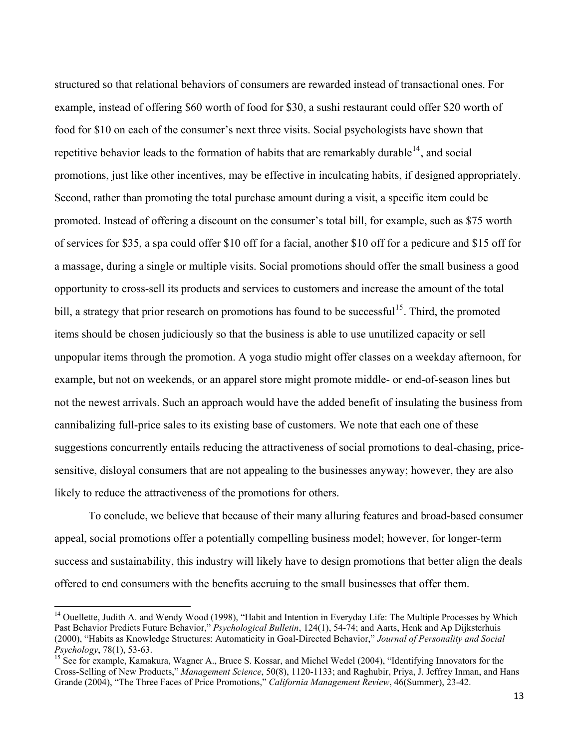structured so that relational behaviors of consumers are rewarded instead of transactional ones. For example, instead of offering $60 worth of food for $30, a sushi restaurant could offer $20 worth of food for $10 on each of the consumer's next three visits. Social psychologists have shown that repetitive behavior leads to the formation of habits that are remarkably durable[14], and social promotions, just like other incentives, may be effective in inculcating habits, if designed appropriately. Second, rather than promoting the total purchase amount during a visit, a specific item could be promoted. Instead of offering a discount on the consumer's total bill, for example, such as $75 worth of services for $35, a spa could offer $10 off for a facial, another $10 off for a pedicure and $15 off for a massage, during a single or multiple visits. Social promotions should offer the small business a good opportunity to cross-sell its products and services to customers and increase the amount of the total bill, a strategy that prior research on promotions has found to be successful[15]. Third, the promoted items should be chosen judiciously so that the business is able to use unutilized capacity or sell unpopular items through the promotion. A yoga studio might offer classes on a weekday afternoon, for example, but not on weekends, or an apparel store might promote middle- or end-of-season lines but not the newest arrivals. Such an approach would have the added benefit of insulating the business from cannibalizing full-price sales to its existing base of customers. We note that each one of these suggestions concurrently entails reducing the attractiveness of social promotions to deal-chasing, price-sensitive, disloyal consumers that are not appealing to the businesses anyway; however, they are also likely to reduce the attractiveness of the promotions for others.

To conclude, we believe that because of their many alluring features and broad-based consumer appeal, social promotions offer a potentially compelling business model; however, for longer-term success and sustainability, this industry will likely have to design promotions that better align the deals offered to end consumers with the benefits accruing to the small businesses that offer them.

---

[14] Ouellette, Judith A. and Wendy Wood (1998), "Habit and Intention in Everyday Life: The Multiple Processes by Which Past Behavior Predicts Future Behavior," *Psychological Bulletin*, 124(1), 54-74; and Aarts, Henk and Ap Dijksterhuis (2000), "Habits as Knowledge Structures: Automaticity in Goal-Directed Behavior," *Journal of Personality and Social Psychology*, 78(1), 53-63.

[15] See for example, Kamakura, Wagner A., Bruce S. Kossar, and Michel Wedel (2004), "Identifying Innovators for the Cross-Selling of New Products," *Management Science*, 50(8), 1120-1133; and Raghubir, Priya, J. Jeffrey Inman, and Hans Grande (2004), "The Three Faces of Price Promotions," *California Management Review*, 46(Summer), 23-42.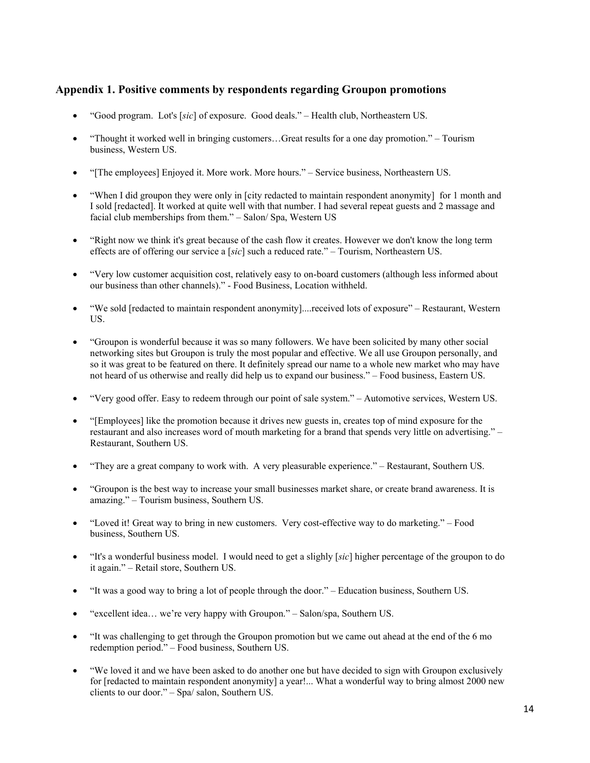## Appendix 1. Positive comments by respondents regarding Groupon promotions

- "Good program. Lot's [*sic*] of exposure. Good deals." – Health club, Northeastern US.
- "Thought it worked well in bringing customers…Great results for a one day promotion." – Tourism business, Western US.
- "[The employees] Enjoyed it. More work. More hours." – Service business, Northeastern US.
- "When I did groupon they were only in [city redacted to maintain respondent anonymity] for 1 month and I sold [redacted]. It worked at quite well with that number. I had several repeat guests and 2 massage and facial club memberships from them." – Salon/ Spa, Western US
- "Right now we think it's great because of the cash flow it creates. However we don't know the long term effects are of offering our service a [*sic*] such a reduced rate." – Tourism, Northeastern US.
- "Very low customer acquisition cost, relatively easy to on-board customers (although less informed about our business than other channels)." - Food Business, Location withheld.
- "We sold [redacted to maintain respondent anonymity]....received lots of exposure" – Restaurant, Western US.
- "Groupon is wonderful because it was so many followers. We have been solicited by many other social networking sites but Groupon is truly the most popular and effective. We all use Groupon personally, and so it was great to be featured on there. It definitely spread our name to a whole new market who may have not heard of us otherwise and really did help us to expand our business." – Food business, Eastern US.
- "Very good offer. Easy to redeem through our point of sale system." – Automotive services, Western US.
- "[Employees] like the promotion because it drives new guests in, creates top of mind exposure for the restaurant and also increases word of mouth marketing for a brand that spends very little on advertising." – Restaurant, Southern US.
- "They are a great company to work with. A very pleasurable experience." – Restaurant, Southern US.
- "Groupon is the best way to increase your small businesses market share, or create brand awareness. It is amazing." – Tourism business, Southern US.
- "Loved it! Great way to bring in new customers. Very cost-effective way to do marketing." – Food business, Southern US.
- "It's a wonderful business model. I would need to get a slighly [*sic*] higher percentage of the groupon to do it again." – Retail store, Southern US.
- "It was a good way to bring a lot of people through the door." – Education business, Southern US.
- "excellent idea… we're very happy with Groupon." – Salon/spa, Southern US.
- "It was challenging to get through the Groupon promotion but we came out ahead at the end of the 6 mo redemption period." – Food business, Southern US.
- "We loved it and we have been asked to do another one but have decided to sign with Groupon exclusively for [redacted to maintain respondent anonymity] a year!... What a wonderful way to bring almost 2000 new clients to our door." – Spa/ salon, Southern US.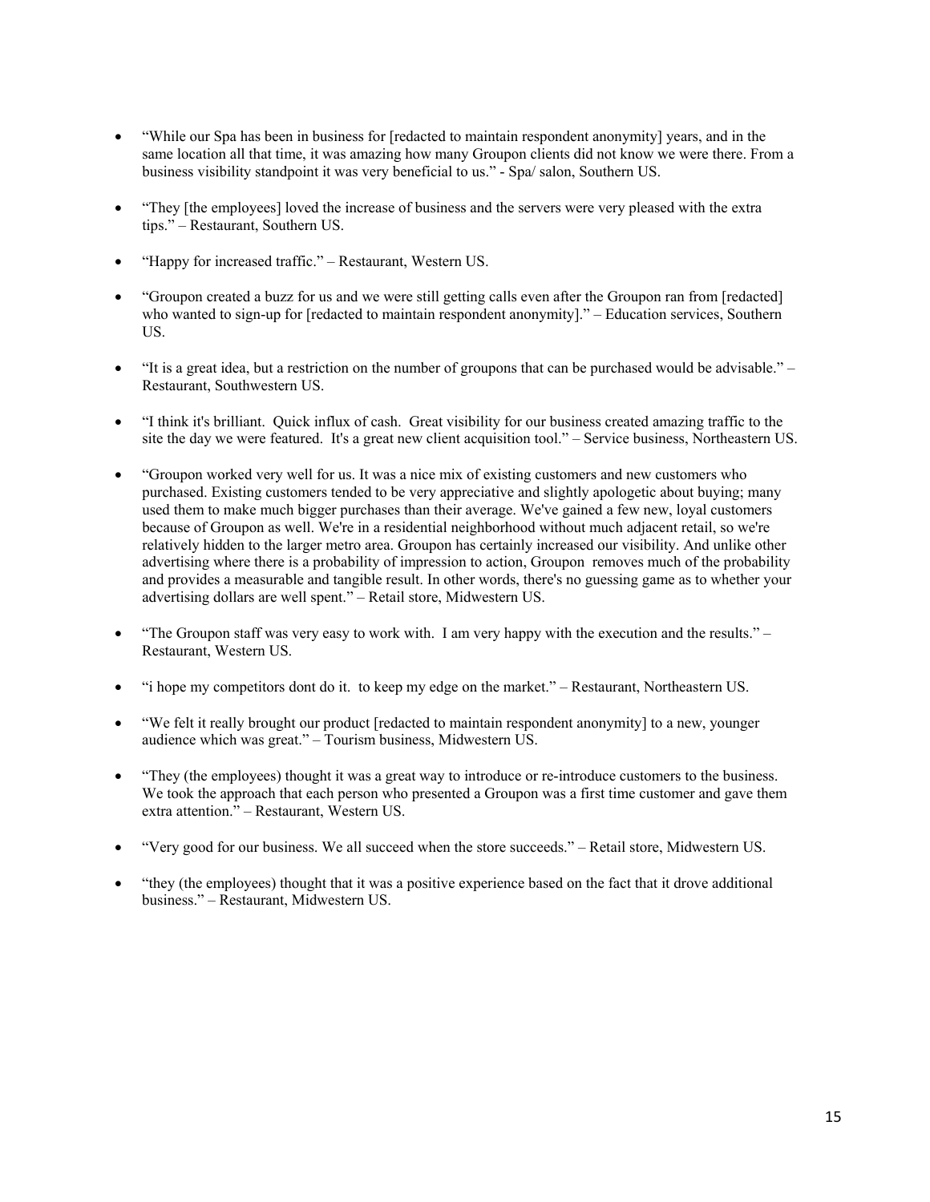- "While our Spa has been in business for [redacted to maintain respondent anonymity] years, and in the same location all that time, it was amazing how many Groupon clients did not know we were there. From a business visibility standpoint it was very beneficial to us." - Spa/ salon, Southern US.

- "They [the employees] loved the increase of business and the servers were very pleased with the extra tips." – Restaurant, Southern US.

- "Happy for increased traffic." – Restaurant, Western US.

- "Groupon created a buzz for us and we were still getting calls even after the Groupon ran from [redacted] who wanted to sign-up for [redacted to maintain respondent anonymity]." – Education services, Southern US.

- "It is a great idea, but a restriction on the number of groupons that can be purchased would be advisable." – Restaurant, Southwestern US.

- "I think it's brilliant. Quick influx of cash. Great visibility for our business created amazing traffic to the site the day we were featured. It's a great new client acquisition tool." – Service business, Northeastern US.

- "Groupon worked very well for us. It was a nice mix of existing customers and new customers who purchased. Existing customers tended to be very appreciative and slightly apologetic about buying; many used them to make much bigger purchases than their average. We've gained a few new, loyal customers because of Groupon as well. We're in a residential neighborhood without much adjacent retail, so we're relatively hidden to the larger metro area. Groupon has certainly increased our visibility. And unlike other advertising where there is a probability of impression to action, Groupon removes much of the probability and provides a measurable and tangible result. In other words, there's no guessing game as to whether your advertising dollars are well spent." – Retail store, Midwestern US.

- "The Groupon staff was very easy to work with. I am very happy with the execution and the results." – Restaurant, Western US.

- "i hope my competitors dont do it. to keep my edge on the market." – Restaurant, Northeastern US.

- "We felt it really brought our product [redacted to maintain respondent anonymity] to a new, younger audience which was great." – Tourism business, Midwestern US.

- "They (the employees) thought it was a great way to introduce or re-introduce customers to the business. We took the approach that each person who presented a Groupon was a first time customer and gave them extra attention." – Restaurant, Western US.

- "Very good for our business. We all succeed when the store succeeds." – Retail store, Midwestern US.

- "they (the employees) thought that it was a positive experience based on the fact that it drove additional business." – Restaurant, Midwestern US.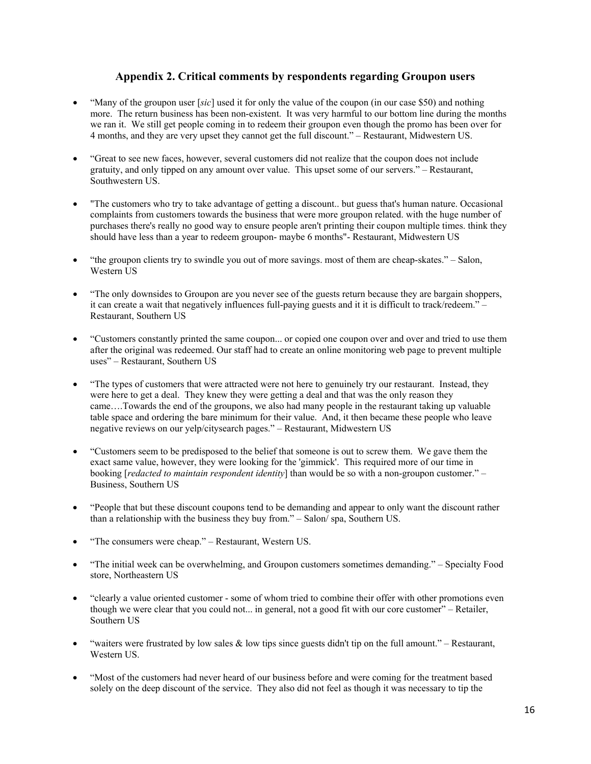## Appendix 2. Critical comments by respondents regarding Groupon users

- "Many of the groupon user [*sic*] used it for only the value of the coupon (in our case $50) and nothing more. The return business has been non-existent. It was very harmful to our bottom line during the months we ran it. We still get people coming in to redeem their groupon even though the promo has been over for 4 months, and they are very upset they cannot get the full discount." – Restaurant, Midwestern US.

- "Great to see new faces, however, several customers did not realize that the coupon does not include gratuity, and only tipped on any amount over value. This upset some of our servers." – Restaurant, Southwestern US.

- "The customers who try to take advantage of getting a discount.. but guess that's human nature. Occasional complaints from customers towards the business that were more groupon related. with the huge number of purchases there's really no good way to ensure people aren't printing their coupon multiple times. think they should have less than a year to redeem groupon- maybe 6 months"- Restaurant, Midwestern US

- "the groupon clients try to swindle you out of more savings. most of them are cheap-skates." – Salon, Western US

- "The only downsides to Groupon are you never see of the guests return because they are bargain shoppers, it can create a wait that negatively influences full-paying guests and it it is difficult to track/redeem." – Restaurant, Southern US

- "Customers constantly printed the same coupon... or copied one coupon over and over and tried to use them after the original was redeemed. Our staff had to create an online monitoring web page to prevent multiple uses" – Restaurant, Southern US

- "The types of customers that were attracted were not here to genuinely try our restaurant. Instead, they were here to get a deal. They knew they were getting a deal and that was the only reason they came….Towards the end of the groupons, we also had many people in the restaurant taking up valuable table space and ordering the bare minimum for their value. And, it then became these people who leave negative reviews on our yelp/citysearch pages." – Restaurant, Midwestern US

- "Customers seem to be predisposed to the belief that someone is out to screw them. We gave them the exact same value, however, they were looking for the 'gimmick'. This required more of our time in booking [*redacted to maintain respondent identity*] than would be so with a non-groupon customer." – Business, Southern US

- "People that but these discount coupons tend to be demanding and appear to only want the discount rather than a relationship with the business they buy from." – Salon/ spa, Southern US.

- "The consumers were cheap." – Restaurant, Western US.

- "The initial week can be overwhelming, and Groupon customers sometimes demanding." – Specialty Food store, Northeastern US

- "clearly a value oriented customer - some of whom tried to combine their offer with other promotions even though we were clear that you could not... in general, not a good fit with our core customer" – Retailer, Southern US

- "waiters were frustrated by low sales & low tips since guests didn't tip on the full amount." – Restaurant, Western US.

- "Most of the customers had never heard of our business before and were coming for the treatment based solely on the deep discount of the service. They also did not feel as though it was necessary to tip the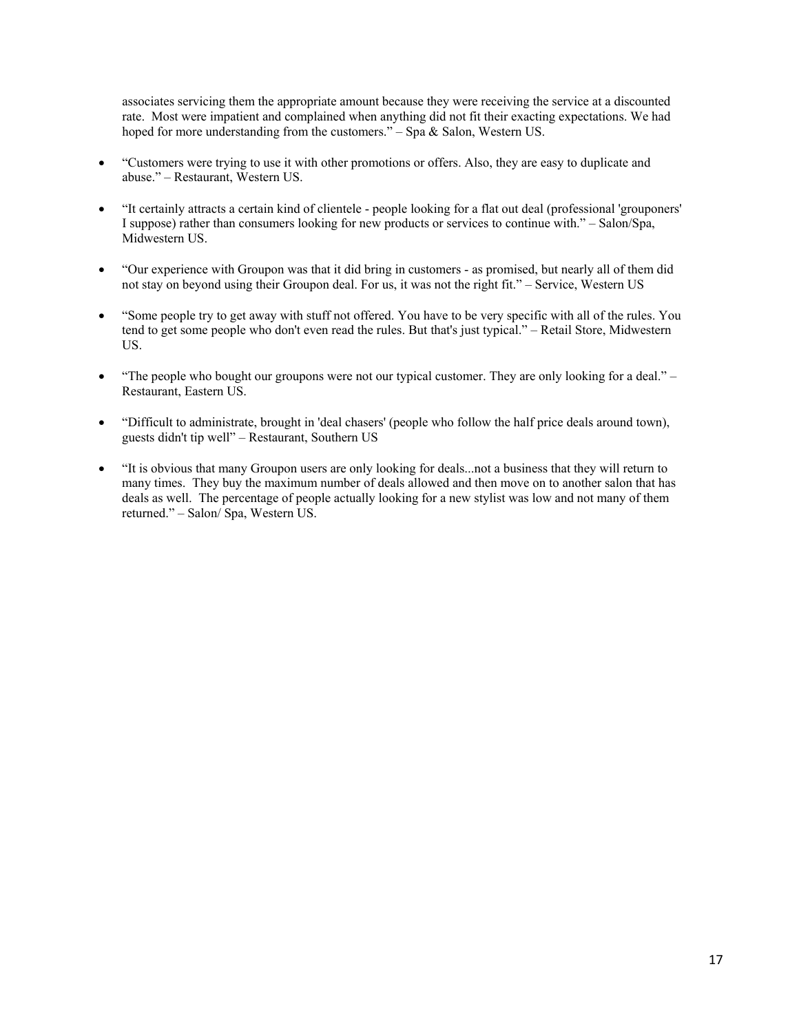associates servicing them the appropriate amount because they were receiving the service at a discounted rate. Most were impatient and complained when anything did not fit their exacting expectations. We had hoped for more understanding from the customers." – Spa & Salon, Western US.

- "Customers were trying to use it with other promotions or offers. Also, they are easy to duplicate and abuse." – Restaurant, Western US.

- "It certainly attracts a certain kind of clientele - people looking for a flat out deal (professional 'grouponers' I suppose) rather than consumers looking for new products or services to continue with." – Salon/Spa, Midwestern US.

- "Our experience with Groupon was that it did bring in customers - as promised, but nearly all of them did not stay on beyond using their Groupon deal. For us, it was not the right fit." – Service, Western US

- "Some people try to get away with stuff not offered. You have to be very specific with all of the rules. You tend to get some people who don't even read the rules. But that's just typical." – Retail Store, Midwestern US.

- "The people who bought our groupons were not our typical customer. They are only looking for a deal." – Restaurant, Eastern US.

- "Difficult to administrate, brought in 'deal chasers' (people who follow the half price deals around town), guests didn't tip well" – Restaurant, Southern US

- "It is obvious that many Groupon users are only looking for deals...not a business that they will return to many times. They buy the maximum number of deals allowed and then move on to another salon that has deals as well. The percentage of people actually looking for a new stylist was low and not many of them returned." – Salon/ Spa, Western US.